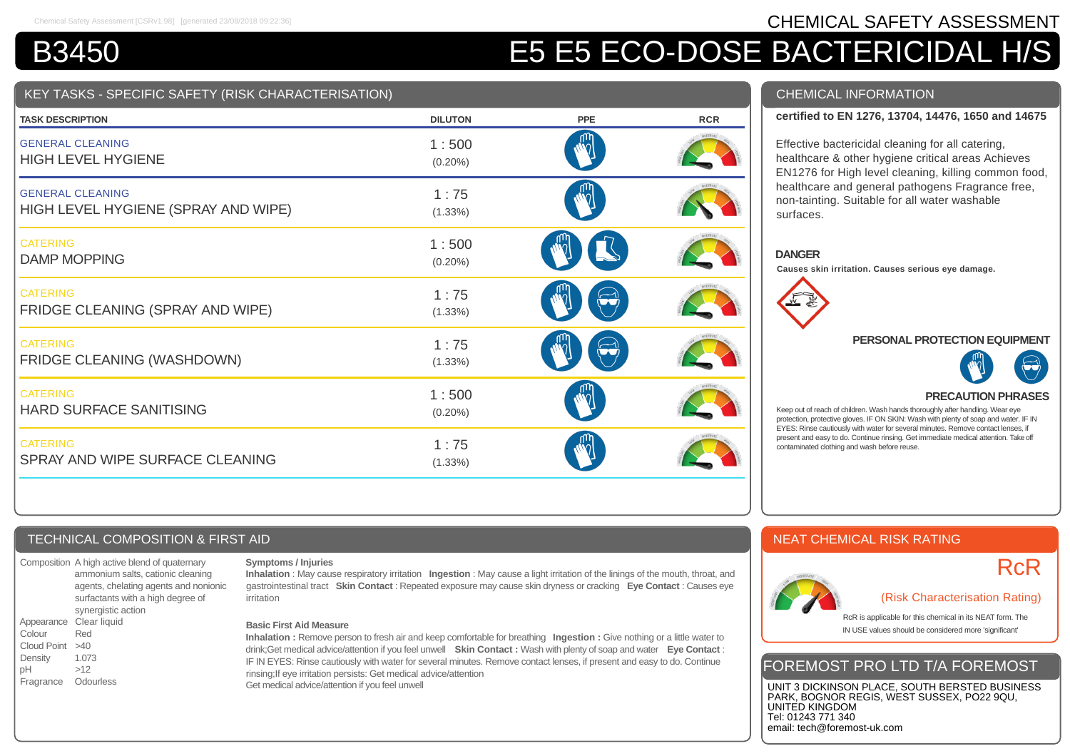# CHEMICAL SAFETY ASSESSMENT

# B3450 — E5 E5 ECO-DOSE BACTERICIDAL H/S

## KEY TASKS - SPECIFIC SAFETY (RISK CHARACTERISATION)

| TASK DESCRIPTION | DILUTON | PPE | RCR |
|---|---|---|---|
| GENERAL CLEANING<br>HIGH LEVEL HYGIENE | 1 : 500<br>(0.20%) | | |
| GENERAL CLEANING<br>HIGH LEVEL HYGIENE (SPRAY AND WIPE) | 1 : 75<br>(1.33%) | | |
| CATERING<br>DAMP MOPPING | 1 : 500<br>(0.20%) | | |
| CATERING<br>FRIDGE CLEANING (SPRAY AND WIPE) | 1 : 75<br>(1.33%) | | |
| CATERING<br>FRIDGE CLEANING (WASHDOWN) | 1 : 75<br>(1.33%) | | |
| CATERING<br>HARD SURFACE SANITISING | 1 : 500<br>(0.20%) | | |
| CATERING<br>SPRAY AND WIPE SURFACE CLEANING | 1 : 75<br>(1.33%) | | |

## CHEMICAL INFORMATION

**certified to EN 1276, 13704, 14476, 1650 and 14675**

Effective bactericidal cleaning for all catering, healthcare & other hygiene critical areas Achieves EN1276 for High level cleaning, killing common food, healthcare and general pathogens Fragrance free, non-tainting. Suitable for all water washable surfaces.

### DANGER

**Causes skin irritation. Causes serious eye damage.**

### PERSONAL PROTECTION EQUIPMENT

### PRECAUTION PHRASES

Keep out of reach of children. Wash hands thoroughly after handling. Wear eye protection, protective gloves. IF ON SKIN: Wash with plenty of soap and water. IF IN EYES: Rinse cautiously with water for several minutes. Remove contact lenses, if present and easy to do. Continue rinsing. Get immediate medical attention. Take off contaminated clothing and wash before reuse.

## TECHNICAL COMPOSITION & FIRST AID

| | |
|---|---|
| Composition | A high active blend of quaternary ammonium salts, cationic cleaning agents, chelating agents and nonionic surfactants with a high degree of synergistic action |
| Appearance | Clear liquid |
| Colour | Red |
| Cloud Point | >40 |
| Density | 1.073 |
| pH | >12 |
| Fragrance | Odourless |

**Symptoms / Injuries**

**Inhalation** : May cause respiratory irritation **Ingestion** : May cause a light irritation of the linings of the mouth, throat, and gastrointestinal tract **Skin Contact** : Repeated exposure may cause skin dryness or cracking **Eye Contact** : Causes eye irritation

**Basic First Aid Measure**

**Inhalation :** Remove person to fresh air and keep comfortable for breathing **Ingestion :** Give nothing or a little water to drink;Get medical advice/attention if you feel unwell **Skin Contact :** Wash with plenty of soap and water **Eye Contact :** IF IN EYES: Rinse cautiously with water for several minutes. Remove contact lenses, if present and easy to do. Continue rinsing;If eye irritation persists: Get medical advice/attention
Get medical advice/attention if you feel unwell

## NEAT CHEMICAL RISK RATING

RcR

(Risk Characterisation Rating)

RcR is applicable for this chemical in its NEAT form. The IN USE values should be considered more 'significant'

## FOREMOST PRO LTD T/A FOREMOST

UNIT 3 DICKINSON PLACE, SOUTH BERSTED BUSINESS PARK, BOGNOR REGIS, WEST SUSSEX, PO22 9QU, UNITED KINGDOM
Tel: 01243 771 340
email: tech@foremost-uk.com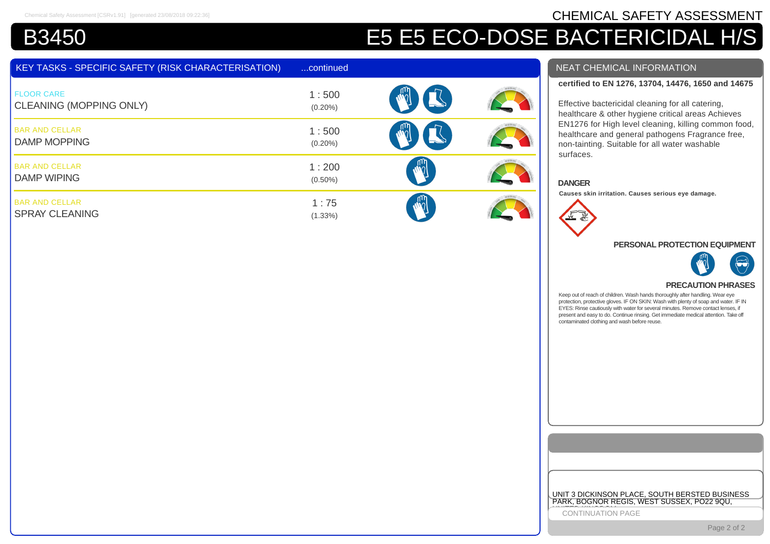# B3450

# E5 E5 ECO-DOSE BACTERICIDAL H/S

## KEY TASKS - SPECIFIC SAFETY (RISK CHARACTERISATION) ...continued

| | | |
|---|---|---|
| FLOOR CARE<br>CLEANING (MOPPING ONLY) | 1 : 500<br>(0.20%) | |
| BAR AND CELLAR<br>DAMP MOPPING | 1 : 500<br>(0.20%) | |
| BAR AND CELLAR<br>DAMP WIPING | 1 : 200<br>(0.50%) | |
| BAR AND CELLAR<br>SPRAY CLEANING | 1 : 75<br>(1.33%) | |

## NEAT CHEMICAL INFORMATION

**certified to EN 1276, 13704, 14476, 1650 and 14675**

Effective bactericidal cleaning for all catering, healthcare & other hygiene critical areas Achieves EN1276 for High level cleaning, killing common food, healthcare and general pathogens Fragrance free, non-tainting. Suitable for all water washable surfaces.

### DANGER

**Causes skin irritation. Causes serious eye damage.**

### PERSONAL PROTECTION EQUIPMENT

### PRECAUTION PHRASES

Keep out of reach of children. Wash hands thoroughly after handling. Wear eye protection, protective gloves. IF ON SKIN: Wash with plenty of soap and water. IF IN EYES: Rinse cautiously with water for several minutes. Remove contact lenses, if present and easy to do. Continue rinsing. Get immediate medical attention. Take off contaminated clothing and wash before reuse.

UNIT 3 DICKINSON PLACE, SOUTH BERSTED BUSINESS PARK, BOGNOR REGIS, WEST SUSSEX, PO22 9QU, UNITED KINGDOM

CONTINUATION PAGE